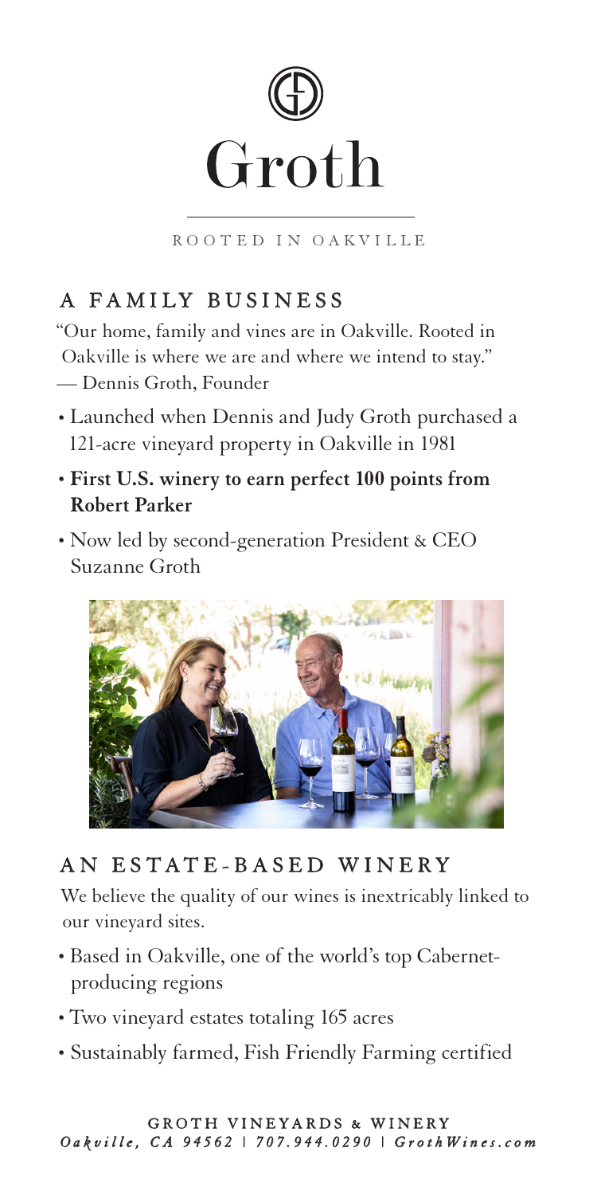# Groth

ROOTED IN OAKVILLE

## A FAMILY BUSINESS

"Our home, family and vines are in Oakville. Rooted in Oakville is where we are and where we intend to stay."
— Dennis Groth, Founder

- Launched when Dennis and Judy Groth purchased a 121-acre vineyard property in Oakville in 1981
- **First U.S. winery to earn perfect 100 points from Robert Parker**
- Now led by second-generation President & CEO Suzanne Groth

## AN ESTATE-BASED WINERY

We believe the quality of our wines is inextricably linked to our vineyard sites.

- Based in Oakville, one of the world's top Cabernet-producing regions
- Two vineyard estates totaling 165 acres
- Sustainably farmed, Fish Friendly Farming certified

GROTH VINEYARDS & WINERY
*Oakville, CA 94562 | 707.944.0290 | GrothWines.com*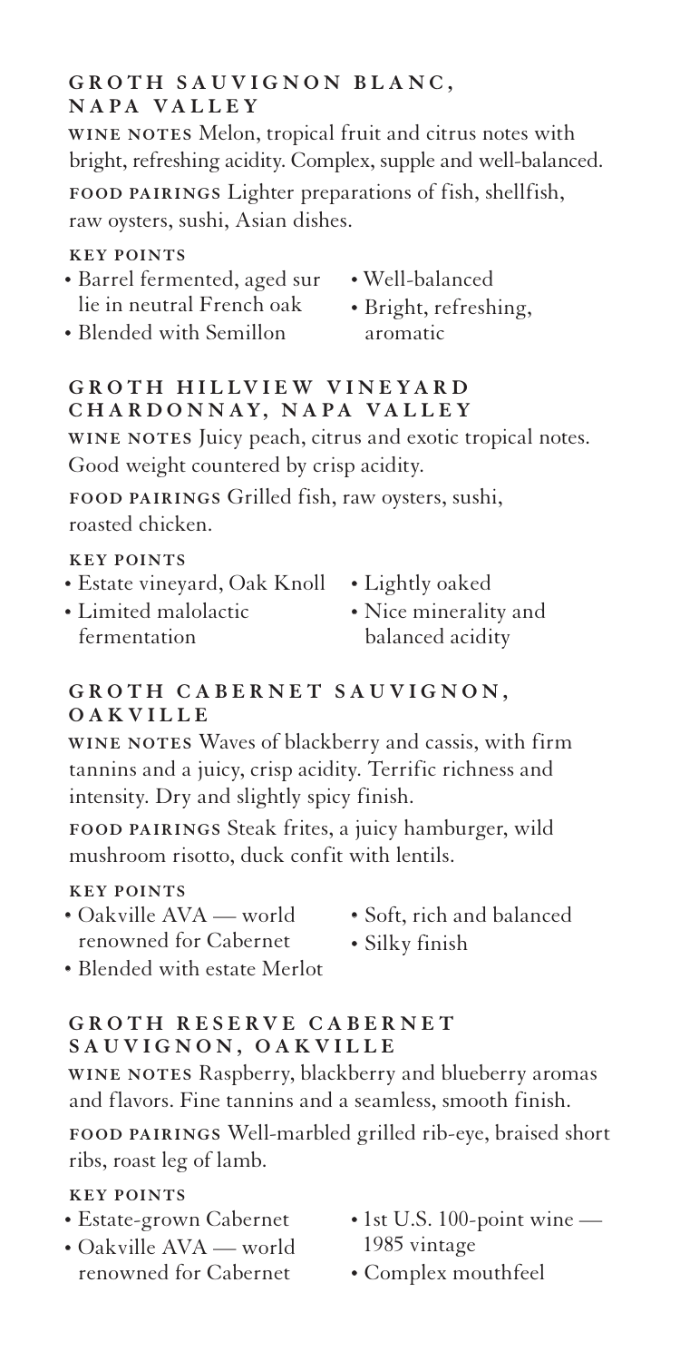## GROTH SAUVIGNON BLANC, NAPA VALLEY

**WINE NOTES** Melon, tropical fruit and citrus notes with bright, refreshing acidity. Complex, supple and well-balanced.

**FOOD PAIRINGS** Lighter preparations of fish, shellfish, raw oysters, sushi, Asian dishes.

**KEY POINTS**

- Barrel fermented, aged sur lie in neutral French oak
- Blended with Semillon
- Well-balanced
- Bright, refreshing, aromatic

## GROTH HILLVIEW VINEYARD CHARDONNAY, NAPA VALLEY

**WINE NOTES** Juicy peach, citrus and exotic tropical notes. Good weight countered by crisp acidity.

**FOOD PAIRINGS** Grilled fish, raw oysters, sushi, roasted chicken.

**KEY POINTS**

- Estate vineyard, Oak Knoll
- Limited malolactic fermentation
- Lightly oaked
- Nice minerality and balanced acidity

## GROTH CABERNET SAUVIGNON, OAKVILLE

**WINE NOTES** Waves of blackberry and cassis, with firm tannins and a juicy, crisp acidity. Terrific richness and intensity. Dry and slightly spicy finish.

**FOOD PAIRINGS** Steak frites, a juicy hamburger, wild mushroom risotto, duck confit with lentils.

**KEY POINTS**

- Oakville AVA — world renowned for Cabernet
- Blended with estate Merlot
- Soft, rich and balanced
- Silky finish

## GROTH RESERVE CABERNET SAUVIGNON, OAKVILLE

**WINE NOTES** Raspberry, blackberry and blueberry aromas and flavors. Fine tannins and a seamless, smooth finish.

**FOOD PAIRINGS** Well-marbled grilled rib-eye, braised short ribs, roast leg of lamb.

**KEY POINTS**

- Estate-grown Cabernet
- Oakville AVA — world renowned for Cabernet
- 1st U.S. 100-point wine — 1985 vintage
- Complex mouthfeel